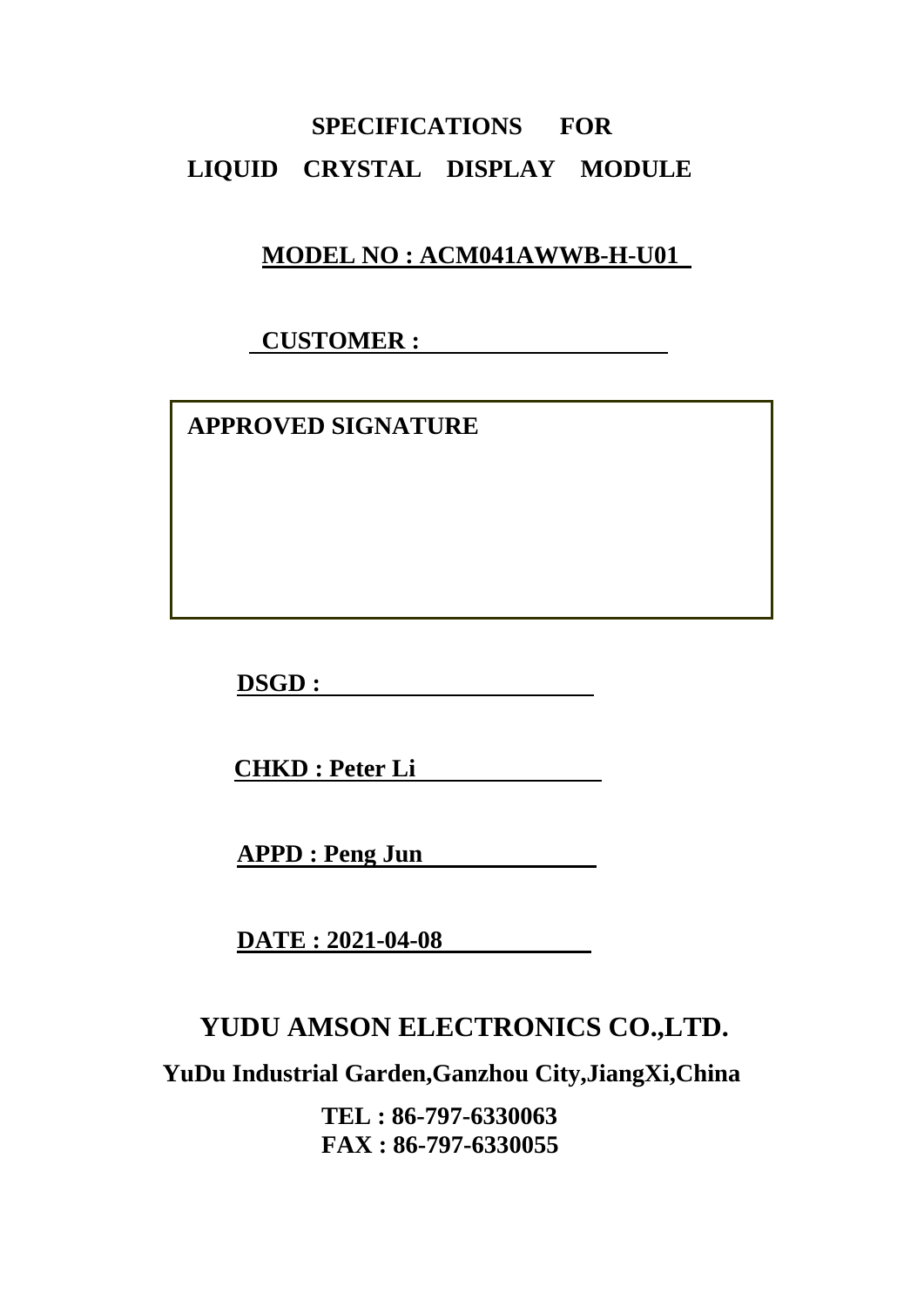# SPECIFICATIONS FOR
# LIQUID CRYSTAL DISPLAY MODULE

**MODEL NO : ACM041AWWB-H-U01**

**CUSTOMER :**

| **APPROVED SIGNATURE** |
| --- |
| |

**DSGD :**

**CHKD : Peter Li**

**APPD : Peng Jun**

**DATE : 2021-04-08**

## YUDU AMSON ELECTRONICS CO.,LTD.

**YuDu Industrial Garden,Ganzhou City,JiangXi,China**

**TEL : 86-797-6330063**
**FAX : 86-797-6330055**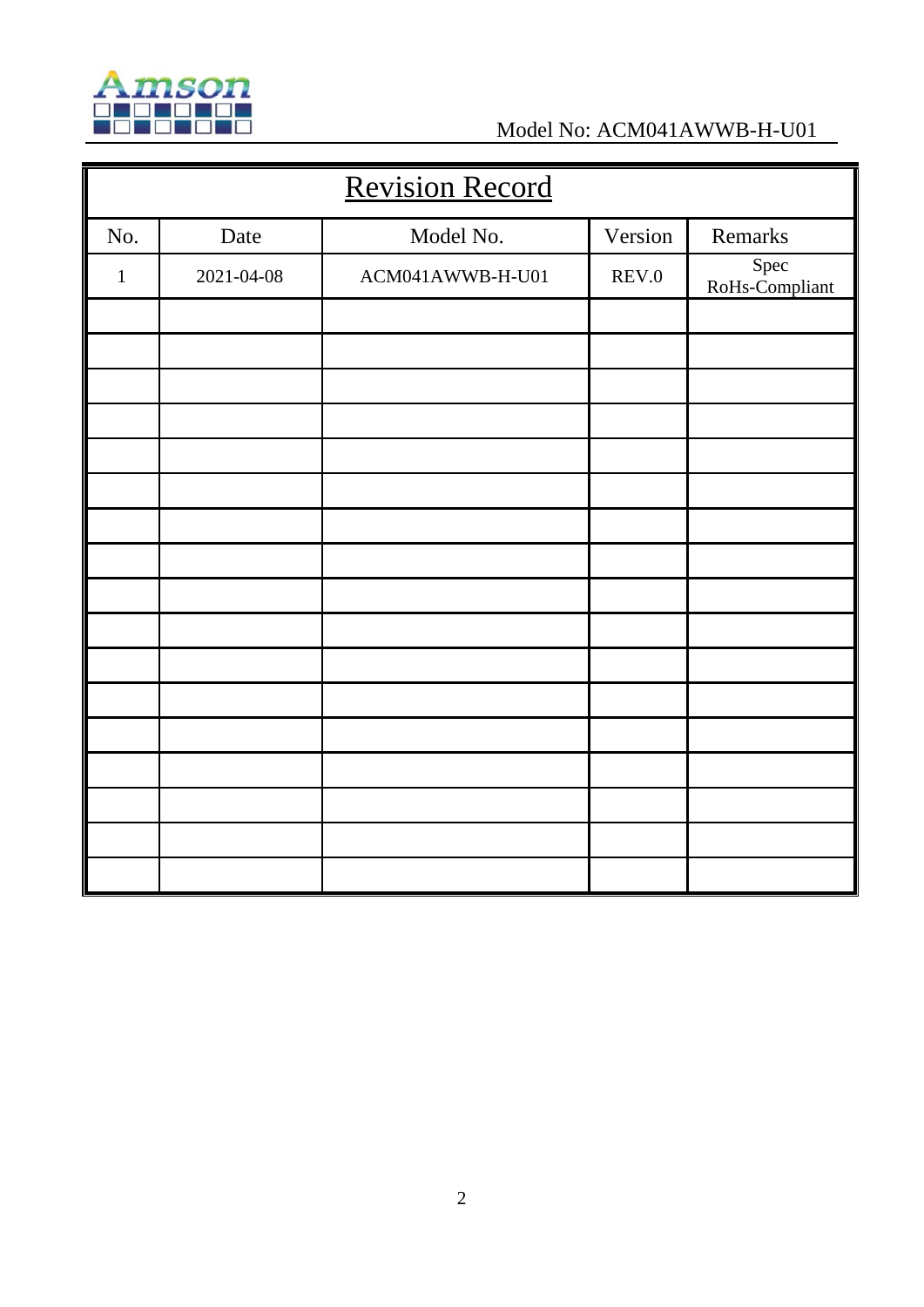# Revision Record

| No. | Date | Model No. | Version | Remarks |
|---|---|---|---|---|
| 1 | 2021-04-08 | ACM041AWWB-H-U01 | REV.0 | Spec RoHs-Compliant |
| | | | | |
| | | | | |
| | | | | |
| | | | | |
| | | | | |
| | | | | |
| | | | | |
| | | | | |
| | | | | |
| | | | | |
| | | | | |
| | | | | |
| | | | | |
| | | | | |
| | | | | |
| | | | | |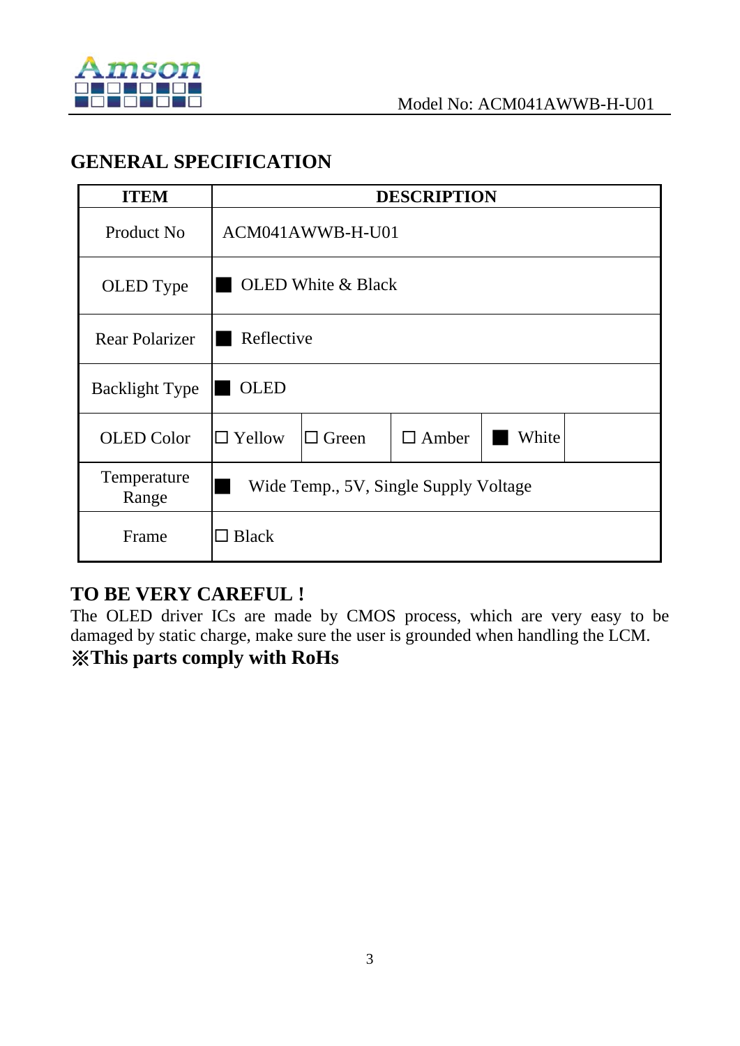## GENERAL SPECIFICATION

| ITEM | DESCRIPTION | | | | |
|---|---|---|---|---|---|
| Product No | ACM041AWWB-H-U01 | | | | |
| OLED Type | ■ OLED White & Black | | | | |
| Rear Polarizer | ■ Reflective | | | | |
| Backlight Type | ■ OLED | | | | |
| OLED Color | ☐ Yellow | ☐ Green | ☐ Amber | ■ White | |
| Temperature Range | ■ Wide Temp., 5V, Single Supply Voltage | | | | |
| Frame | ☐ Black | | | | |

## TO BE VERY CAREFUL !

The OLED driver ICs are made by CMOS process, which are very easy to be damaged by static charge, make sure the user is grounded when handling the LCM.

**※This parts comply with RoHs**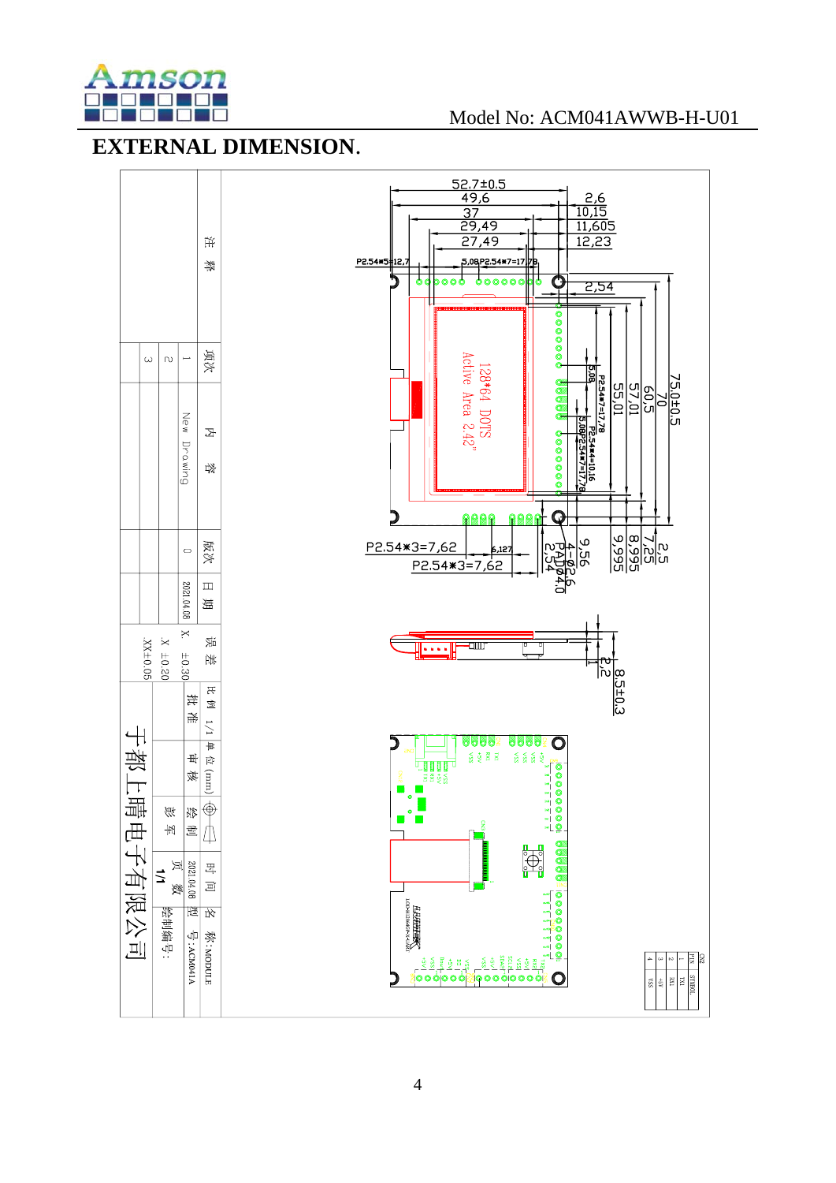## EXTERNAL DIMENSION.

52.7±0.5
49.6
37
29.49
27.49
2.6
10.15
11.605
12.23
P2.54*5=12.7
5.08 P2.54*7=17.78
2.54
5.08
P2.54*7=17.78
5.08 P2.54*4=10.16
P2.54*7=17.78
55.01
57.01
60.5
70
75.0±0.5
128*64 DOTS
Active Area 2.42"
P2.54*3=7.62
6.127
P2.54*3=7.62
9.56
4-Φ2.6
PAD Φ4.0
2.54
9.995
8.995
7.25
2.5
2.2
8.5±0.3

| CN2 | |
|---|---|
| PIN | SYMBOL |
| 1 | TXI |
| 2 | RXI |
| 3 | +5V |
| 4 | VSS |

| 项次 | 内容 | 版次 | 日期 | 注释 |
|---|---|---|---|---|
| 1 | New Drawing | 0 | 2021.04.08 | |
| 2 | | | | |
| 3 | | | | |

| 误差 | 比例 1/1 | 单位 (mm) | | 时间 | 名称: MODULE |
|---|---|---|---|---|---|
| X. ±0.30 | 批准 | 审核 | 绘制 | 2021.04.08 | 型号: ACM041A |
| .X ±0.20 | | | 彭军 | 页数 1/1 | 绘制编号: |
| .XX±0.05 | 于都上晴电子有限公司 | | | | |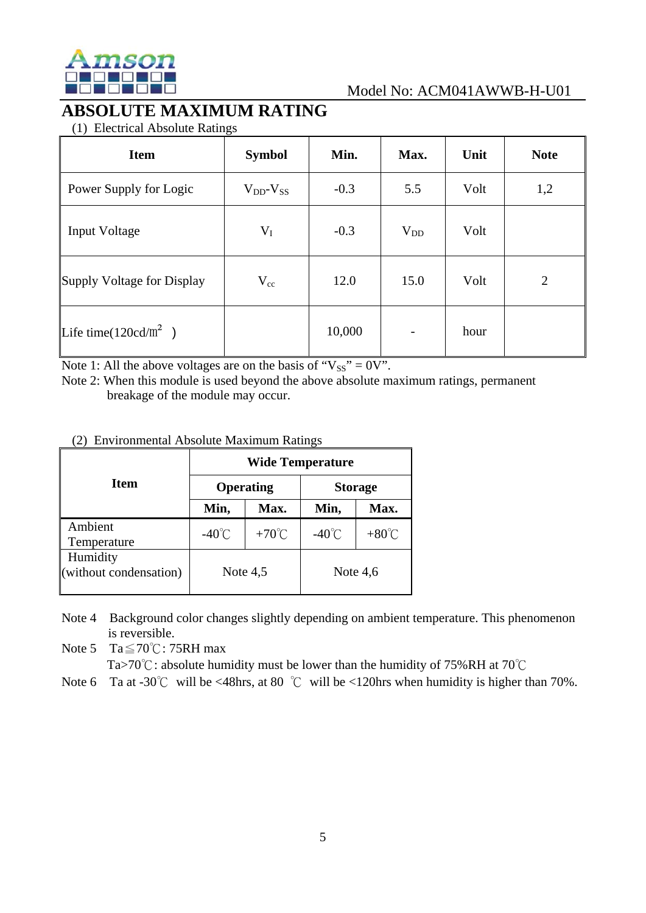# ABSOLUTE MAXIMUM RATING

(1) Electrical Absolute Ratings

| Item | Symbol | Min. | Max. | Unit | Note |
|---|---|---|---|---|---|
| Power Supply for Logic | $V_{DD}$-$V_{SS}$ | -0.3 | 5.5 | Volt | 1,2 |
| Input Voltage | $V_I$ | -0.3 | $V_{DD}$ | Volt | |
| Supply Voltage for Display | $V_{cc}$ | 12.0 | 15.0 | Volt | 2 |
| Life time(120cd/㎡) | | 10,000 | - | hour | |

Note 1: All the above voltages are on the basis of "$V_{SS}$" = 0V".

Note 2: When this module is used beyond the above absolute maximum ratings, permanent breakage of the module may occur.

(2) Environmental Absolute Maximum Ratings

| Item | Wide Temperature | | | |
|---|---|---|---|---|
| | Operating | | Storage | |
| | Min, | Max. | Min, | Max. |
| Ambient Temperature | -40℃ | +70℃ | -40℃ | +80℃ |
| Humidity (without condensation) | Note 4,5 | | Note 4,6 | |

Note 4 Background color changes slightly depending on ambient temperature. This phenomenon is reversible.

Note 5 Ta≦70℃: 75RH max

Ta>70℃: absolute humidity must be lower than the humidity of 75%RH at 70℃

Note 6 Ta at -30℃ will be <48hrs, at 80 ℃ will be <120hrs when humidity is higher than 70%.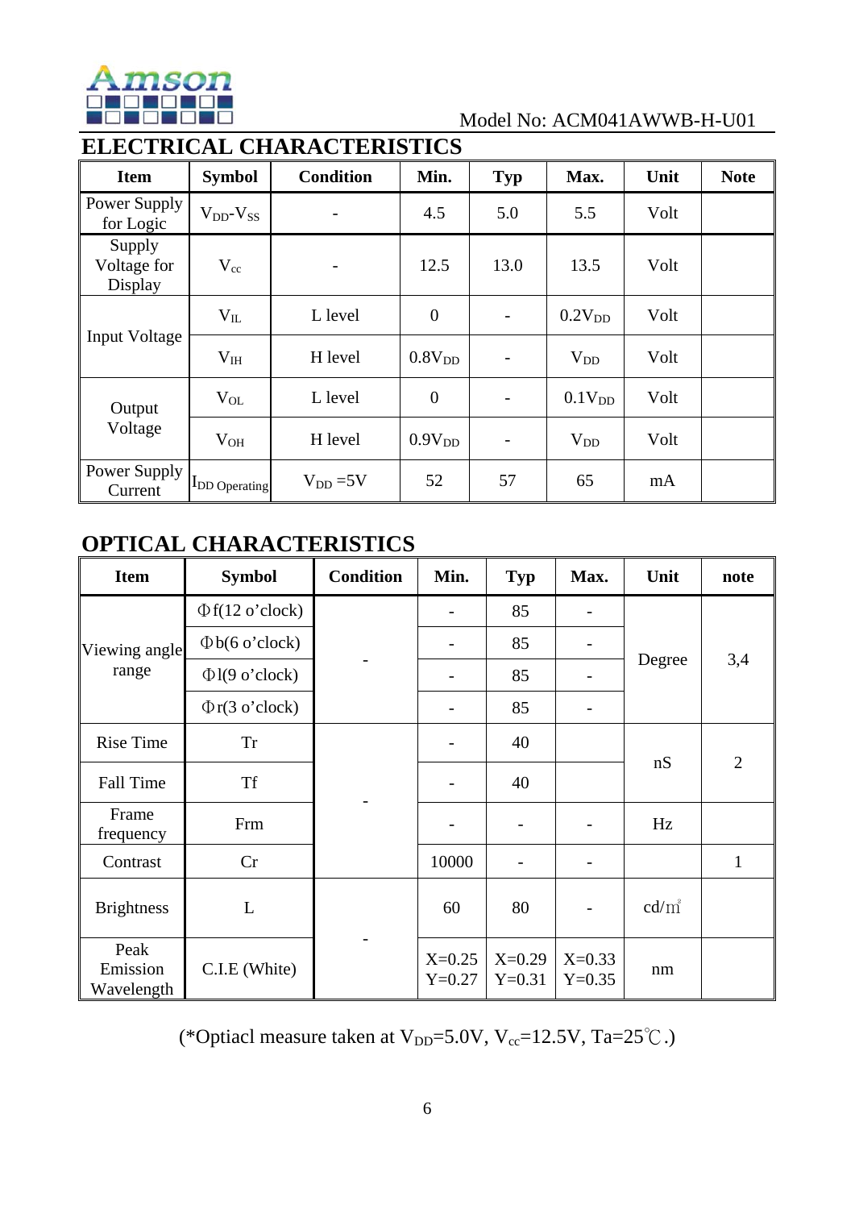Model No: ACM041AWWB-H-U01

## ELECTRICAL CHARACTERISTICS

| Item | Symbol | Condition | Min. | Typ | Max. | Unit | Note |
|---|---|---|---|---|---|---|---|
| Power Supply for Logic | $V_{DD}$-$V_{SS}$ | - | 4.5 | 5.0 | 5.5 | Volt | |
| Supply Voltage for Display | $V_{cc}$ | - | 12.5 | 13.0 | 13.5 | Volt | |
| Input Voltage | $V_{IL}$ | L level | 0 | - | $0.2V_{DD}$ | Volt | |
| | $V_{IH}$ | H level | $0.8V_{DD}$ | - | $V_{DD}$ | Volt | |
| Output Voltage | $V_{OL}$ | L level | 0 | - | $0.1V_{DD}$ | Volt | |
| | $V_{OH}$ | H level | $0.9V_{DD}$ | - | $V_{DD}$ | Volt | |
| Power Supply Current | $I_{DD\ Operating}$ | $V_{DD}$ =5V | 52 | 57 | 65 | mA | |

## OPTICAL CHARACTERISTICS

| Item | Symbol | Condition | Min. | Typ | Max. | Unit | note |
|---|---|---|---|---|---|---|---|
| Viewing angle range | Φf(12 o'clock) | - | - | 85 | - | Degree | 3,4 |
| | Φb(6 o'clock) | | - | 85 | - | | |
| | Φl(9 o'clock) | | - | 85 | - | | |
| | Φr(3 o'clock) | | - | 85 | - | | |
| Rise Time | Tr | - | - | 40 | | nS | 2 |
| Fall Time | Tf | | - | 40 | | | |
| Frame frequency | Frm | | - | - | - | Hz | |
| Contrast | Cr | | 10000 | - | - | | 1 |
| Brightness | L | - | 60 | 80 | - | cd/㎡ | |
| Peak Emission Wavelength | C.I.E (White) | | X=0.25 Y=0.27 | X=0.29 Y=0.31 | X=0.33 Y=0.35 | nm | |

(*Optiacl measure taken at $V_{DD}$=5.0V, $V_{cc}$=12.5V, Ta=25℃.)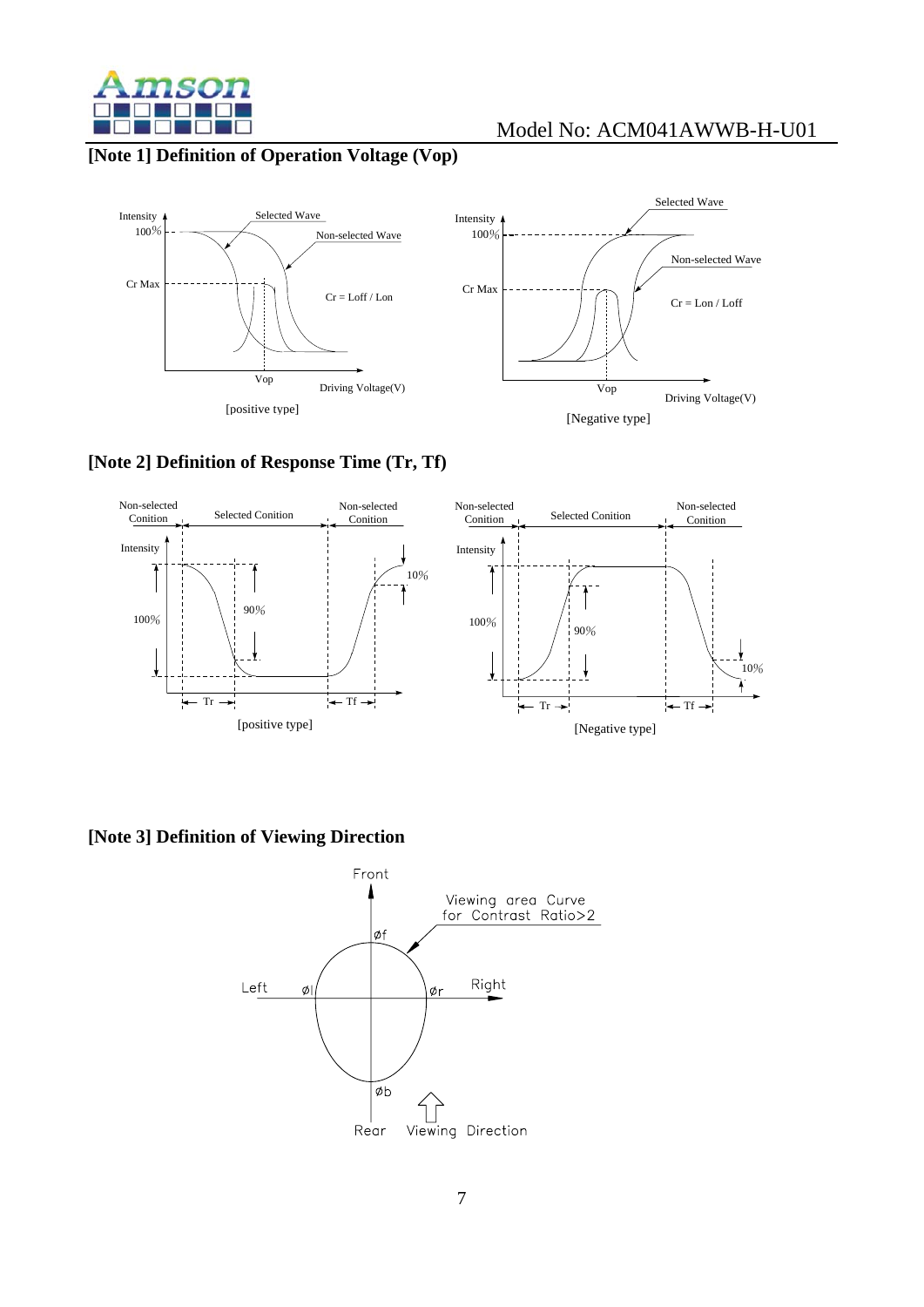## [Note 1] Definition of Operation Voltage (Vop)

Intensity 100% Selected Wave Non-selected Wave Cr Max Cr = Loff / Lon Vop Driving Voltage(V)

[positive type]

Intensity 100% Selected Wave Non-selected Wave Cr Max Cr = Lon / Loff Vop Driving Voltage(V)

[Negative type]

## [Note 2] Definition of Response Time (Tr, Tf)

Non-selected Conition Selected Conition Non-selected Conition Intensity 100% 90% 10% Tr Tf

[positive type]

Non-selected Conition Selected Conition Non-selected Conition Intensity 100% 90% 10% Tr Tf

[Negative type]

## [Note 3] Definition of Viewing Direction

Front Viewing area Curve for Contrast Ratio>2 øf Left øl ør Right øb Rear Viewing Direction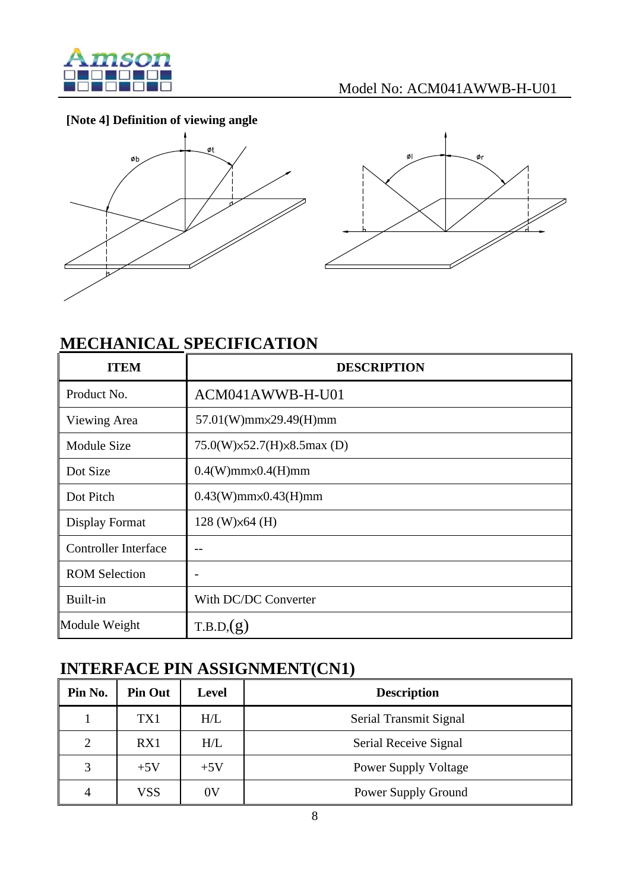[Note 4] Definition of viewing angle

øb
øt
øl
ør

## MECHANICAL SPECIFICATION

| ITEM | DESCRIPTION |
|---|---|
| Product No. | ACM041AWWB-H-U01 |
| Viewing Area | 57.01(W)mm×29.49(H)mm |
| Module Size | 75.0(W)×52.7(H)×8.5max (D) |
| Dot Size | 0.4(W)mm×0.4(H)mm |
| Dot Pitch | 0.43(W)mm×0.43(H)mm |
| Display Format | 128 (W)×64 (H) |
| Controller Interface | -- |
| ROM Selection | - |
| Built-in | With DC/DC Converter |
| Module Weight | T.B.D,(g) |

## INTERFACE PIN ASSIGNMENT(CN1)

| Pin No. | Pin Out | Level | Description |
|---|---|---|---|
| 1 | TX1 | H/L | Serial Transmit Signal |
| 2 | RX1 | H/L | Serial Receive Signal |
| 3 | +5V | +5V | Power Supply Voltage |
| 4 | VSS | 0V | Power Supply Ground |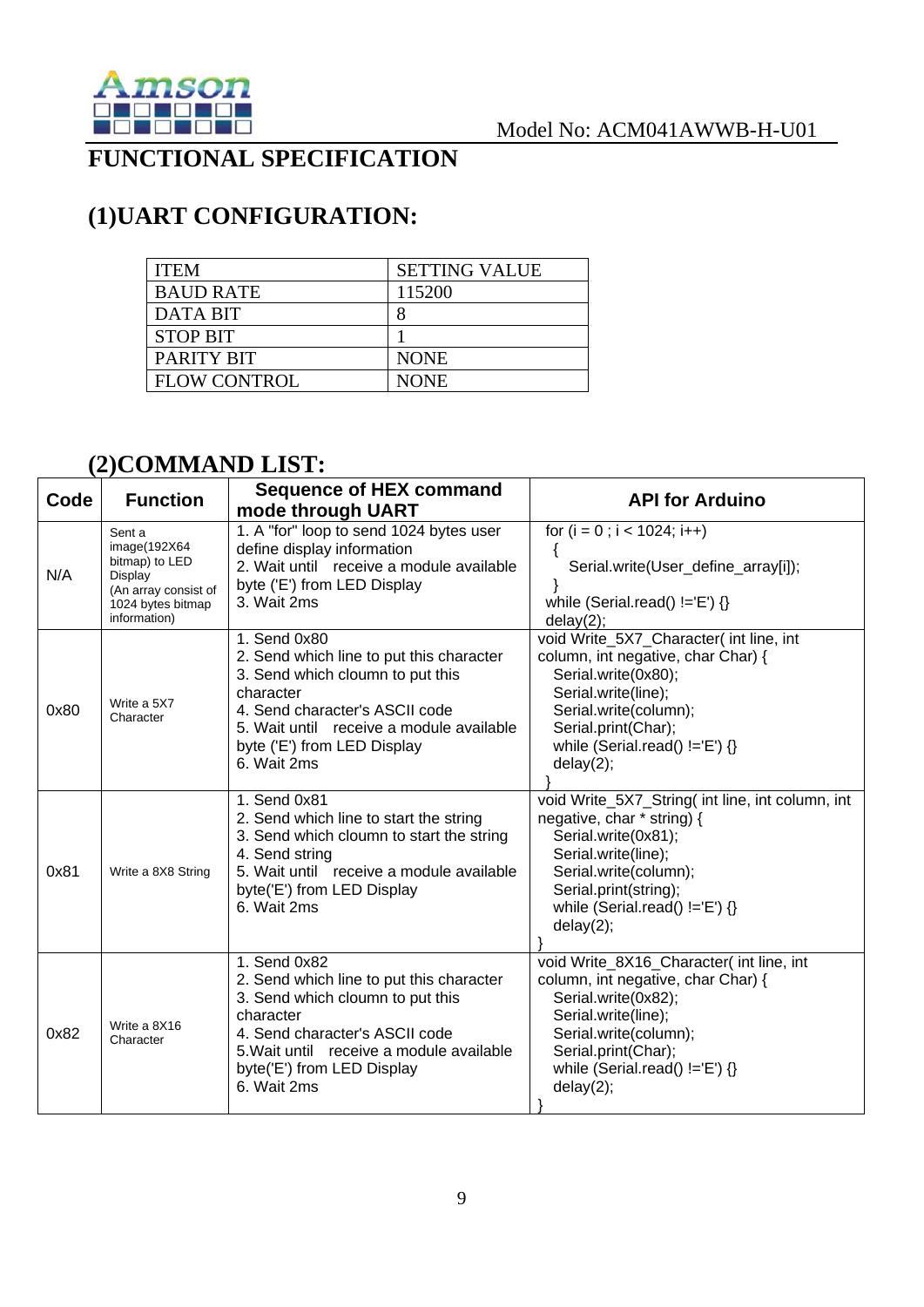Model No: ACM041AWWB-H-U01

# FUNCTIONAL SPECIFICATION

## (1)UART CONFIGURATION:

| ITEM | SETTING VALUE |
|---|---|
| BAUD RATE | 115200 |
| DATA BIT | 8 |
| STOP BIT | 1 |
| PARITY BIT | NONE |
| FLOW CONTROL | NONE |

## (2)COMMAND LIST:

| Code | Function | Sequence of HEX command mode through UART | API for Arduino |
|---|---|---|---|
| N/A | Sent a image(192X64 bitmap) to LED Display (An array consist of 1024 bytes bitmap information) | 1. A "for" loop to send 1024 bytes user define display information<br>2. Wait until receive a module available byte ('E') from LED Display<br>3. Wait 2ms | for (i = 0 ; i < 1024; i++)<br>{<br>Serial.write(User_define_array[i]);<br>}<br>while (Serial.read() !='E') {}<br>delay(2); |
| 0x80 | Write a 5X7 Character | 1. Send 0x80<br>2. Send which line to put this character<br>3. Send which cloumn to put this character<br>4. Send character's ASCII code<br>5. Wait until receive a module available byte ('E') from LED Display<br>6. Wait 2ms | void Write_5X7_Character( int line, int column, int negative, char Char) {<br>Serial.write(0x80);<br>Serial.write(line);<br>Serial.write(column);<br>Serial.print(Char);<br>while (Serial.read() !='E') {}<br>delay(2);<br>} |
| 0x81 | Write a 8X8 String | 1. Send 0x81<br>2. Send which line to start the string<br>3. Send which cloumn to start the string<br>4. Send string<br>5. Wait until receive a module available byte('E') from LED Display<br>6. Wait 2ms | void Write_5X7_String( int line, int column, int negative, char * string) {<br>Serial.write(0x81);<br>Serial.write(line);<br>Serial.write(column);<br>Serial.print(string);<br>while (Serial.read() !='E') {}<br>delay(2);<br>} |
| 0x82 | Write a 8X16 Character | 1. Send 0x82<br>2. Send which line to put this character<br>3. Send which cloumn to put this character<br>4. Send character's ASCII code<br>5.Wait until receive a module available byte('E') from LED Display<br>6. Wait 2ms | void Write_8X16_Character( int line, int column, int negative, char Char) {<br>Serial.write(0x82);<br>Serial.write(line);<br>Serial.write(column);<br>Serial.print(Char);<br>while (Serial.read() !='E') {}<br>delay(2);<br>} |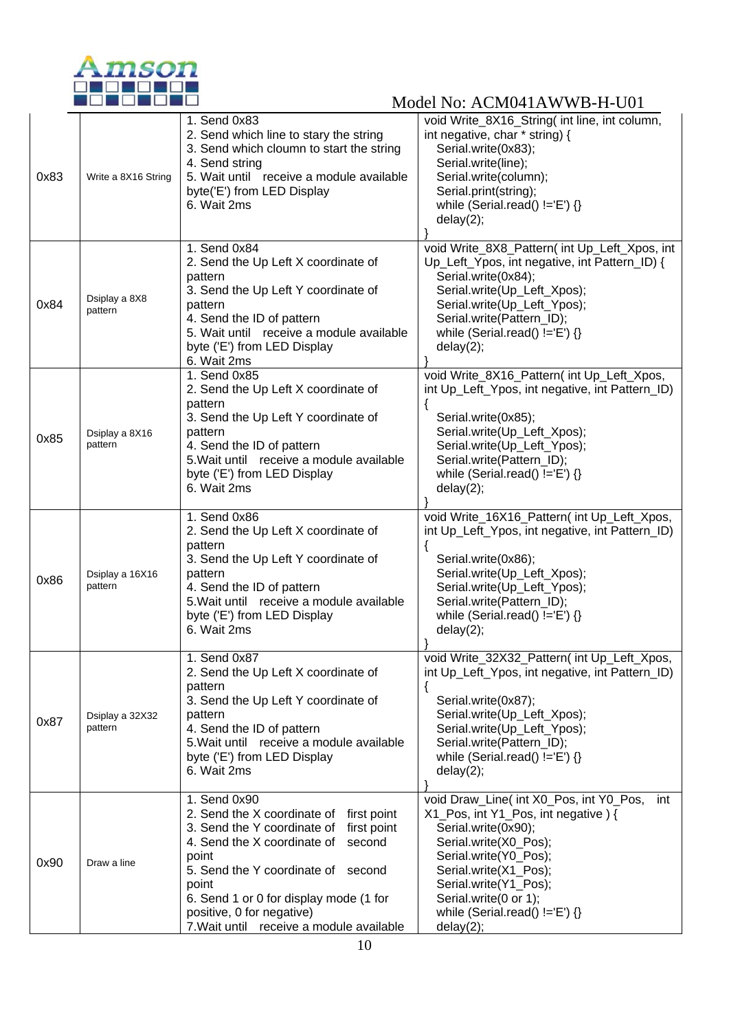| | | | |
|---|---|---|---|
| 0x83 | Write a 8X16 String | 1. Send 0x83<br>2. Send which line to stary the string<br>3. Send which cloumn to start the string<br>4. Send string<br>5. Wait until receive a module available byte('E') from LED Display<br>6. Wait 2ms | void Write_8X16_String( int line, int column, int negative, char * string) {<br>Serial.write(0x83);<br>Serial.write(line);<br>Serial.write(column);<br>Serial.print(string);<br>while (Serial.read() !='E') {}<br>delay(2);<br>} |
| 0x84 | Dsiplay a 8X8 pattern | 1. Send 0x84<br>2. Send the Up Left X coordinate of pattern<br>3. Send the Up Left Y coordinate of pattern<br>4. Send the ID of pattern<br>5. Wait until receive a module available byte ('E') from LED Display<br>6. Wait 2ms | void Write_8X8_Pattern( int Up_Left_Xpos, int Up_Left_Ypos, int negative, int Pattern_ID) {<br>Serial.write(0x84);<br>Serial.write(Up_Left_Xpos);<br>Serial.write(Up_Left_Ypos);<br>Serial.write(Pattern_ID);<br>while (Serial.read() !='E') {}<br>delay(2);<br>} |
| 0x85 | Dsiplay a 8X16 pattern | 1. Send 0x85<br>2. Send the Up Left X coordinate of pattern<br>3. Send the Up Left Y coordinate of pattern<br>4. Send the ID of pattern<br>5.Wait until receive a module available byte ('E') from LED Display<br>6. Wait 2ms | void Write_8X16_Pattern( int Up_Left_Xpos, int Up_Left_Ypos, int negative, int Pattern_ID)<br>{<br>Serial.write(0x85);<br>Serial.write(Up_Left_Xpos);<br>Serial.write(Up_Left_Ypos);<br>Serial.write(Pattern_ID);<br>while (Serial.read() !='E') {}<br>delay(2);<br>} |
| 0x86 | Dsiplay a 16X16 pattern | 1. Send 0x86<br>2. Send the Up Left X coordinate of pattern<br>3. Send the Up Left Y coordinate of pattern<br>4. Send the ID of pattern<br>5.Wait until receive a module available byte ('E') from LED Display<br>6. Wait 2ms | void Write_16X16_Pattern( int Up_Left_Xpos, int Up_Left_Ypos, int negative, int Pattern_ID)<br>{<br>Serial.write(0x86);<br>Serial.write(Up_Left_Xpos);<br>Serial.write(Up_Left_Ypos);<br>Serial.write(Pattern_ID);<br>while (Serial.read() !='E') {}<br>delay(2);<br>} |
| 0x87 | Dsiplay a 32X32 pattern | 1. Send 0x87<br>2. Send the Up Left X coordinate of pattern<br>3. Send the Up Left Y coordinate of pattern<br>4. Send the ID of pattern<br>5.Wait until receive a module available byte ('E') from LED Display<br>6. Wait 2ms | void Write_32X32_Pattern( int Up_Left_Xpos, int Up_Left_Ypos, int negative, int Pattern_ID)<br>{<br>Serial.write(0x87);<br>Serial.write(Up_Left_Xpos);<br>Serial.write(Up_Left_Ypos);<br>Serial.write(Pattern_ID);<br>while (Serial.read() !='E') {}<br>delay(2);<br>} |
| 0x90 | Draw a line | 1. Send 0x90<br>2. Send the X coordinate of first point<br>3. Send the Y coordinate of first point<br>4. Send the X coordinate of second point<br>5. Send the Y coordinate of second point<br>6. Send 1 or 0 for display mode (1 for positive, 0 for negative)<br>7.Wait until receive a module available | void Draw_Line( int X0_Pos, int Y0_Pos, int X1_Pos, int Y1_Pos, int negative ) {<br>Serial.write(0x90);<br>Serial.write(X0_Pos);<br>Serial.write(Y0_Pos);<br>Serial.write(X1_Pos);<br>Serial.write(Y1_Pos);<br>Serial.write(0 or 1);<br>while (Serial.read() !='E') {}<br>delay(2); |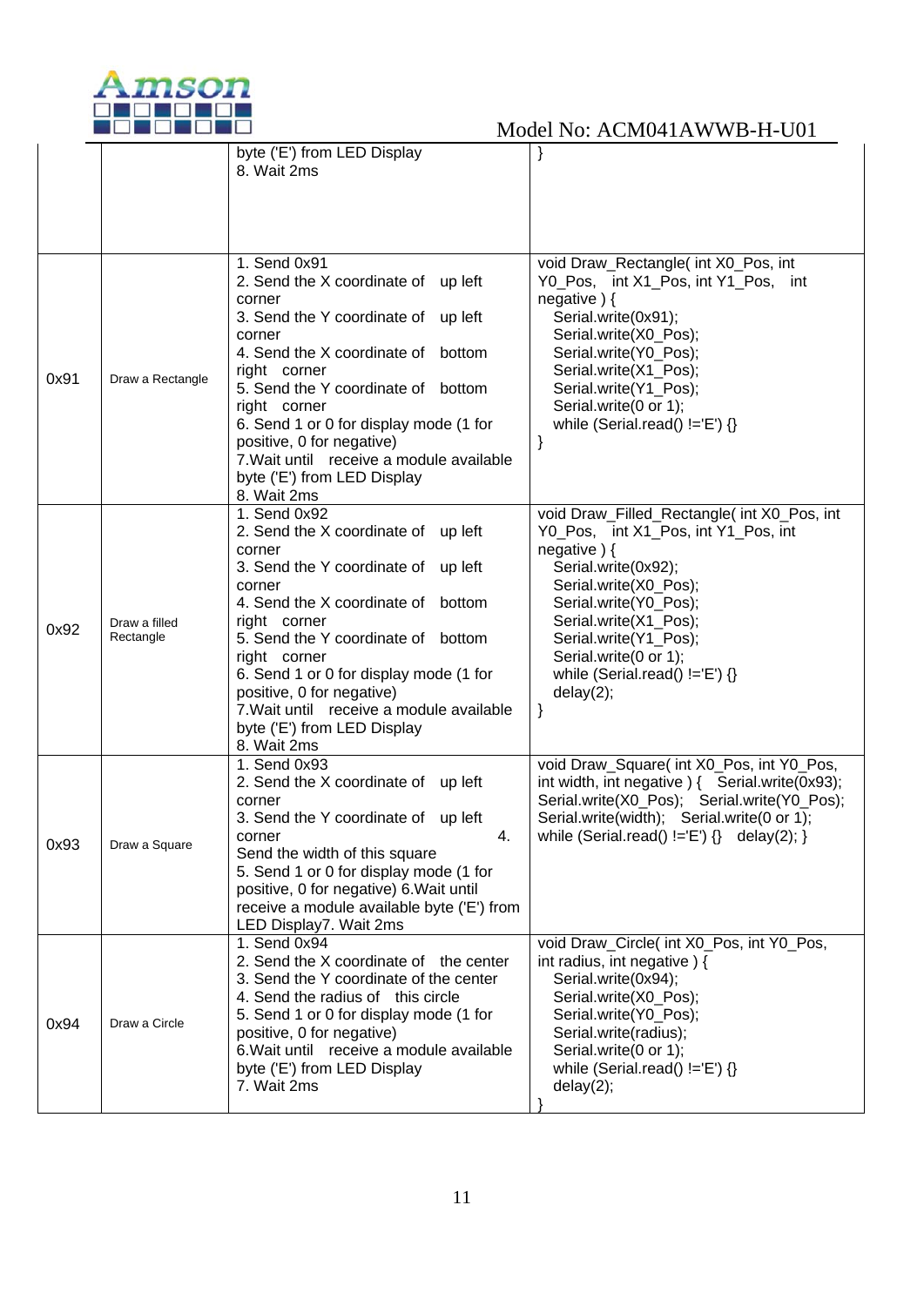Model No: ACM041AWWB-H-U01

| | | | |
|---|---|---|---|
| | | byte ('E') from LED Display<br>8. Wait 2ms | } |
| 0x91 | Draw a Rectangle | 1. Send 0x91<br>2. Send the X coordinate of up left corner<br>3. Send the Y coordinate of up left corner<br>4. Send the X coordinate of bottom right corner<br>5. Send the Y coordinate of bottom right corner<br>6. Send 1 or 0 for display mode (1 for positive, 0 for negative)<br>7.Wait until receive a module available byte ('E') from LED Display<br>8. Wait 2ms | void Draw_Rectangle( int X0_Pos, int Y0_Pos, int X1_Pos, int Y1_Pos, int negative ) {<br>Serial.write(0x91);<br>Serial.write(X0_Pos);<br>Serial.write(Y0_Pos);<br>Serial.write(X1_Pos);<br>Serial.write(Y1_Pos);<br>Serial.write(0 or 1);<br>while (Serial.read() !='E') {}<br>} |
| 0x92 | Draw a filled Rectangle | 1. Send 0x92<br>2. Send the X coordinate of up left corner<br>3. Send the Y coordinate of up left corner<br>4. Send the X coordinate of bottom right corner<br>5. Send the Y coordinate of bottom right corner<br>6. Send 1 or 0 for display mode (1 for positive, 0 for negative)<br>7.Wait until receive a module available byte ('E') from LED Display<br>8. Wait 2ms | void Draw_Filled_Rectangle( int X0_Pos, int Y0_Pos, int X1_Pos, int Y1_Pos, int negative ) {<br>Serial.write(0x92);<br>Serial.write(X0_Pos);<br>Serial.write(Y0_Pos);<br>Serial.write(X1_Pos);<br>Serial.write(Y1_Pos);<br>Serial.write(0 or 1);<br>while (Serial.read() !='E') {}<br>delay(2);<br>} |
| 0x93 | Draw a Square | 1. Send 0x93<br>2. Send the X coordinate of up left corner<br>3. Send the Y coordinate of up left corner 4. Send the width of this square<br>5. Send 1 or 0 for display mode (1 for positive, 0 for negative) 6.Wait until receive a module available byte ('E') from LED Display7. Wait 2ms | void Draw_Square( int X0_Pos, int Y0_Pos, int width, int negative ) { Serial.write(0x93); Serial.write(X0_Pos); Serial.write(Y0_Pos); Serial.write(width); Serial.write(0 or 1); while (Serial.read() !='E') {} delay(2); } |
| 0x94 | Draw a Circle | 1. Send 0x94<br>2. Send the X coordinate of the center<br>3. Send the Y coordinate of the center<br>4. Send the radius of this circle<br>5. Send 1 or 0 for display mode (1 for positive, 0 for negative)<br>6.Wait until receive a module available byte ('E') from LED Display<br>7. Wait 2ms | void Draw_Circle( int X0_Pos, int Y0_Pos, int radius, int negative ) {<br>Serial.write(0x94);<br>Serial.write(X0_Pos);<br>Serial.write(Y0_Pos);<br>Serial.write(radius);<br>Serial.write(0 or 1);<br>while (Serial.read() !='E') {}<br>delay(2);<br>} |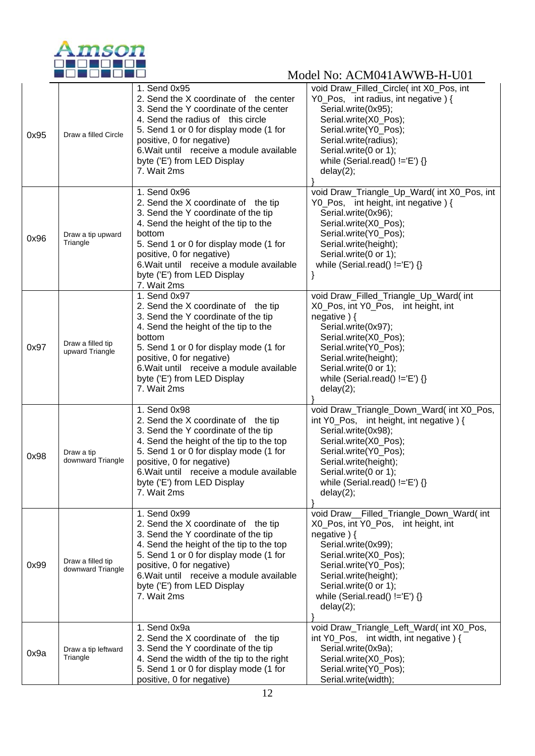Model No: ACM041AWWB-H-U01

| | | | |
|---|---|---|---|
| 0x95 | Draw a filled Circle | 1. Send 0x95<br>2. Send the X coordinate of the center<br>3. Send the Y coordinate of the center<br>4. Send the radius of this circle<br>5. Send 1 or 0 for display mode (1 for positive, 0 for negative)<br>6.Wait until receive a module available byte ('E') from LED Display<br>7. Wait 2ms | void Draw_Filled_Circle( int X0_Pos, int Y0_Pos, int radius, int negative ) {<br>Serial.write(0x95);<br>Serial.write(X0_Pos);<br>Serial.write(Y0_Pos);<br>Serial.write(radius);<br>Serial.write(0 or 1);<br>while (Serial.read() !='E') {}<br>delay(2);<br>} |
| 0x96 | Draw a tip upward Triangle | 1. Send 0x96<br>2. Send the X coordinate of the tip<br>3. Send the Y coordinate of the tip<br>4. Send the height of the tip to the bottom<br>5. Send 1 or 0 for display mode (1 for positive, 0 for negative)<br>6.Wait until receive a module available byte ('E') from LED Display<br>7. Wait 2ms | void Draw_Triangle_Up_Ward( int X0_Pos, int Y0_Pos, int height, int negative ) {<br>Serial.write(0x96);<br>Serial.write(X0_Pos);<br>Serial.write(Y0_Pos);<br>Serial.write(height);<br>Serial.write(0 or 1);<br>while (Serial.read() !='E') {}<br>} |
| 0x97 | Draw a filled tip upward Triangle | 1. Send 0x97<br>2. Send the X coordinate of the tip<br>3. Send the Y coordinate of the tip<br>4. Send the height of the tip to the bottom<br>5. Send 1 or 0 for display mode (1 for positive, 0 for negative)<br>6.Wait until receive a module available byte ('E') from LED Display<br>7. Wait 2ms | void Draw_Filled_Triangle_Up_Ward( int X0_Pos, int Y0_Pos, int height, int negative ) {<br>Serial.write(0x97);<br>Serial.write(X0_Pos);<br>Serial.write(Y0_Pos);<br>Serial.write(height);<br>Serial.write(0 or 1);<br>while (Serial.read() !='E') {}<br>delay(2);<br>} |
| 0x98 | Draw a tip downward Triangle | 1. Send 0x98<br>2. Send the X coordinate of the tip<br>3. Send the Y coordinate of the tip<br>4. Send the height of the tip to the top<br>5. Send 1 or 0 for display mode (1 for positive, 0 for negative)<br>6.Wait until receive a module available byte ('E') from LED Display<br>7. Wait 2ms | void Draw_Triangle_Down_Ward( int X0_Pos, int Y0_Pos, int height, int negative ) {<br>Serial.write(0x98);<br>Serial.write(X0_Pos);<br>Serial.write(Y0_Pos);<br>Serial.write(height);<br>Serial.write(0 or 1);<br>while (Serial.read() !='E') {}<br>delay(2);<br>} |
| 0x99 | Draw a filled tip downward Triangle | 1. Send 0x99<br>2. Send the X coordinate of the tip<br>3. Send the Y coordinate of the tip<br>4. Send the height of the tip to the top<br>5. Send 1 or 0 for display mode (1 for positive, 0 for negative)<br>6.Wait until receive a module available byte ('E') from LED Display<br>7. Wait 2ms | void Draw__Filled_Triangle_Down_Ward( int X0_Pos, int Y0_Pos, int height, int negative ) {<br>Serial.write(0x99);<br>Serial.write(X0_Pos);<br>Serial.write(Y0_Pos);<br>Serial.write(height);<br>Serial.write(0 or 1);<br>while (Serial.read() !='E') {}<br>delay(2);<br>} |
| 0x9a | Draw a tip leftward Triangle | 1. Send 0x9a<br>2. Send the X coordinate of the tip<br>3. Send the Y coordinate of the tip<br>4. Send the width of the tip to the right<br>5. Send 1 or 0 for display mode (1 for positive, 0 for negative) | void Draw_Triangle_Left_Ward( int X0_Pos, int Y0_Pos, int width, int negative ) {<br>Serial.write(0x9a);<br>Serial.write(X0_Pos);<br>Serial.write(Y0_Pos);<br>Serial.write(width); |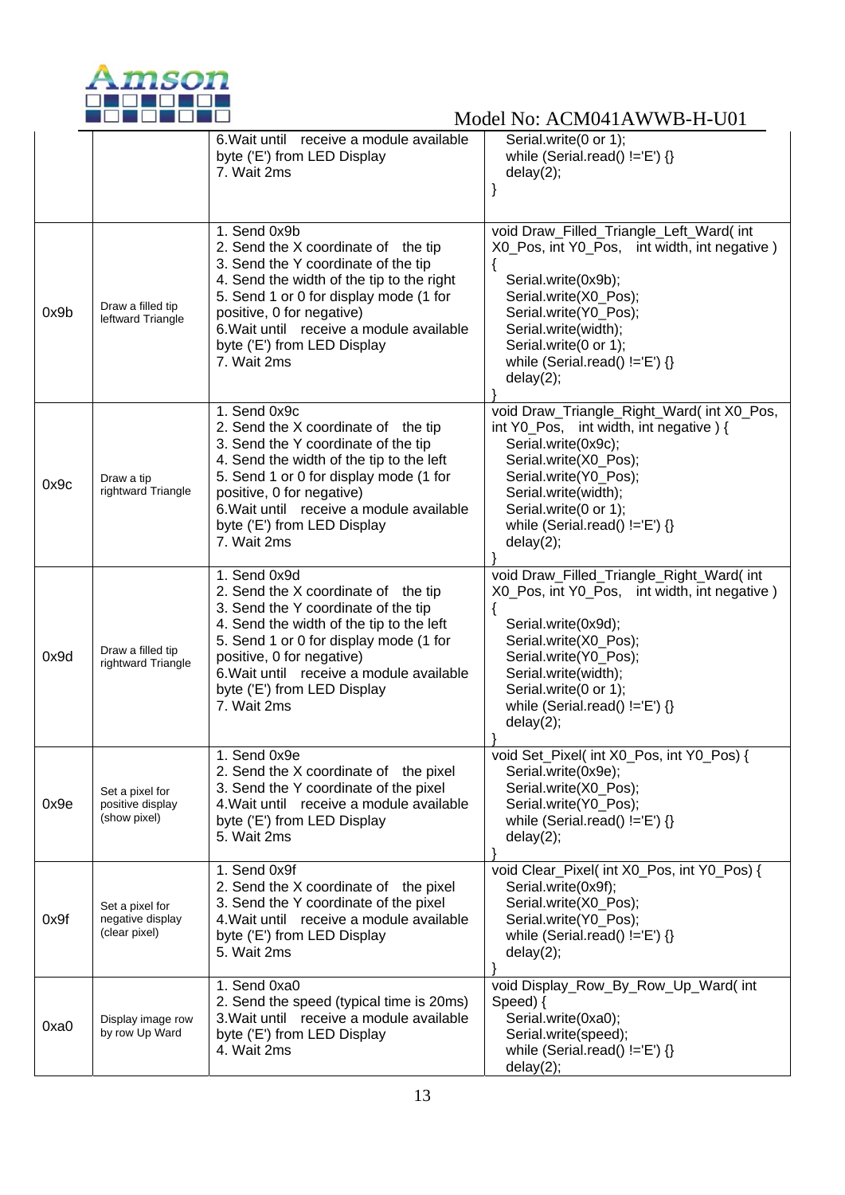| | | | |
|---|---|---|---|
| | | 6.Wait until receive a module available byte ('E') from LED Display<br>7. Wait 2ms | Serial.write(0 or 1);<br>while (Serial.read() !='E') {}<br>delay(2);<br>} |
| 0x9b | Draw a filled tip leftward Triangle | 1. Send 0x9b<br>2. Send the X coordinate of the tip<br>3. Send the Y coordinate of the tip<br>4. Send the width of the tip to the right<br>5. Send 1 or 0 for display mode (1 for positive, 0 for negative)<br>6.Wait until receive a module available byte ('E') from LED Display<br>7. Wait 2ms | void Draw_Filled_Triangle_Left_Ward( int X0_Pos, int Y0_Pos, int width, int negative )<br>{<br>Serial.write(0x9b);<br>Serial.write(X0_Pos);<br>Serial.write(Y0_Pos);<br>Serial.write(width);<br>Serial.write(0 or 1);<br>while (Serial.read() !='E') {}<br>delay(2);<br>} |
| 0x9c | Draw a tip rightward Triangle | 1. Send 0x9c<br>2. Send the X coordinate of the tip<br>3. Send the Y coordinate of the tip<br>4. Send the width of the tip to the left<br>5. Send 1 or 0 for display mode (1 for positive, 0 for negative)<br>6.Wait until receive a module available byte ('E') from LED Display<br>7. Wait 2ms | void Draw_Triangle_Right_Ward( int X0_Pos, int Y0_Pos, int width, int negative ) {<br>Serial.write(0x9c);<br>Serial.write(X0_Pos);<br>Serial.write(Y0_Pos);<br>Serial.write(width);<br>Serial.write(0 or 1);<br>while (Serial.read() !='E') {}<br>delay(2);<br>} |
| 0x9d | Draw a filled tip rightward Triangle | 1. Send 0x9d<br>2. Send the X coordinate of the tip<br>3. Send the Y coordinate of the tip<br>4. Send the width of the tip to the left<br>5. Send 1 or 0 for display mode (1 for positive, 0 for negative)<br>6.Wait until receive a module available byte ('E') from LED Display<br>7. Wait 2ms | void Draw_Filled_Triangle_Right_Ward( int X0_Pos, int Y0_Pos, int width, int negative )<br>{<br>Serial.write(0x9d);<br>Serial.write(X0_Pos);<br>Serial.write(Y0_Pos);<br>Serial.write(width);<br>Serial.write(0 or 1);<br>while (Serial.read() !='E') {}<br>delay(2);<br>} |
| 0x9e | Set a pixel for positive display (show pixel) | 1. Send 0x9e<br>2. Send the X coordinate of the pixel<br>3. Send the Y coordinate of the pixel<br>4.Wait until receive a module available byte ('E') from LED Display<br>5. Wait 2ms | void Set_Pixel( int X0_Pos, int Y0_Pos) {<br>Serial.write(0x9e);<br>Serial.write(X0_Pos);<br>Serial.write(Y0_Pos);<br>while (Serial.read() !='E') {}<br>delay(2);<br>} |
| 0x9f | Set a pixel for negative display (clear pixel) | 1. Send 0x9f<br>2. Send the X coordinate of the pixel<br>3. Send the Y coordinate of the pixel<br>4.Wait until receive a module available byte ('E') from LED Display<br>5. Wait 2ms | void Clear_Pixel( int X0_Pos, int Y0_Pos) {<br>Serial.write(0x9f);<br>Serial.write(X0_Pos);<br>Serial.write(Y0_Pos);<br>while (Serial.read() !='E') {}<br>delay(2);<br>} |
| 0xa0 | Display image row by row Up Ward | 1. Send 0xa0<br>2. Send the speed (typical time is 20ms)<br>3.Wait until receive a module available byte ('E') from LED Display<br>4. Wait 2ms | void Display_Row_By_Row_Up_Ward( int Speed) {<br>Serial.write(0xa0);<br>Serial.write(speed);<br>while (Serial.read() !='E') {}<br>delay(2); |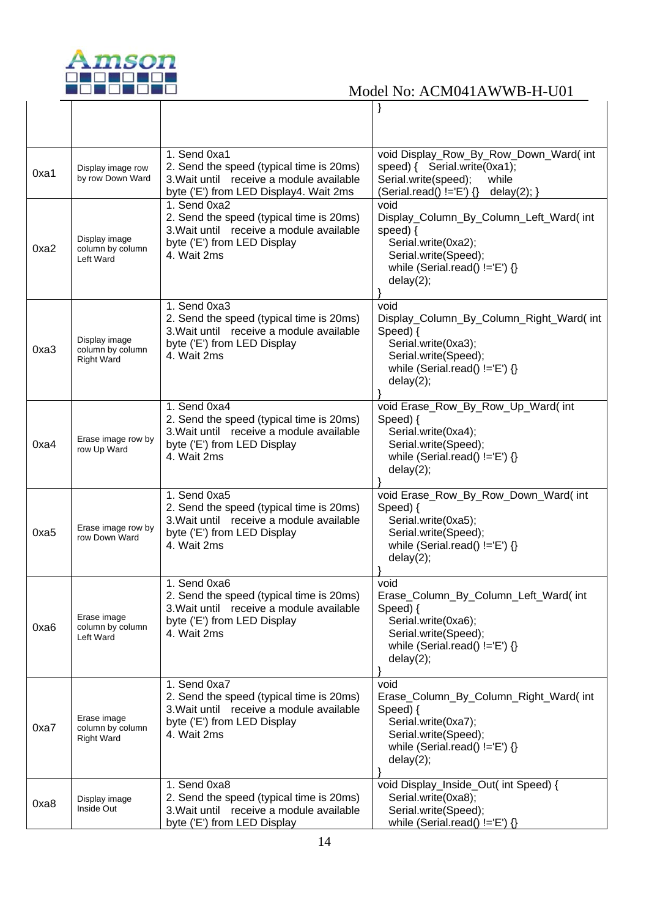| | | | } |
|---|---|---|---|
| 0xa1 | Display image row by row Down Ward | 1. Send 0xa1<br>2. Send the speed (typical time is 20ms)<br>3.Wait until receive a module available byte ('E') from LED Display4. Wait 2ms | void Display_Row_By_Row_Down_Ward( int speed) { Serial.write(0xa1); Serial.write(speed); while (Serial.read() !='E') {} delay(2); } |
| 0xa2 | Display image column by column Left Ward | 1. Send 0xa2<br>2. Send the speed (typical time is 20ms)<br>3.Wait until receive a module available byte ('E') from LED Display<br>4. Wait 2ms | void Display_Column_By_Column_Left_Ward( int speed) {<br>Serial.write(0xa2);<br>Serial.write(Speed);<br>while (Serial.read() !='E') {}<br>delay(2);<br>} |
| 0xa3 | Display image column by column Right Ward | 1. Send 0xa3<br>2. Send the speed (typical time is 20ms)<br>3.Wait until receive a module available byte ('E') from LED Display<br>4. Wait 2ms | void Display_Column_By_Column_Right_Ward( int Speed) {<br>Serial.write(0xa3);<br>Serial.write(Speed);<br>while (Serial.read() !='E') {}<br>delay(2);<br>} |
| 0xa4 | Erase image row by row Up Ward | 1. Send 0xa4<br>2. Send the speed (typical time is 20ms)<br>3.Wait until receive a module available byte ('E') from LED Display<br>4. Wait 2ms | void Erase_Row_By_Row_Up_Ward( int Speed) {<br>Serial.write(0xa4);<br>Serial.write(Speed);<br>while (Serial.read() !='E') {}<br>delay(2);<br>} |
| 0xa5 | Erase image row by row Down Ward | 1. Send 0xa5<br>2. Send the speed (typical time is 20ms)<br>3.Wait until receive a module available byte ('E') from LED Display<br>4. Wait 2ms | void Erase_Row_By_Row_Down_Ward( int Speed) {<br>Serial.write(0xa5);<br>Serial.write(Speed);<br>while (Serial.read() !='E') {}<br>delay(2);<br>} |
| 0xa6 | Erase image column by column Left Ward | 1. Send 0xa6<br>2. Send the speed (typical time is 20ms)<br>3.Wait until receive a module available byte ('E') from LED Display<br>4. Wait 2ms | void Erase_Column_By_Column_Left_Ward( int Speed) {<br>Serial.write(0xa6);<br>Serial.write(Speed);<br>while (Serial.read() !='E') {}<br>delay(2);<br>} |
| 0xa7 | Erase image column by column Right Ward | 1. Send 0xa7<br>2. Send the speed (typical time is 20ms)<br>3.Wait until receive a module available byte ('E') from LED Display<br>4. Wait 2ms | void Erase_Column_By_Column_Right_Ward( int Speed) {<br>Serial.write(0xa7);<br>Serial.write(Speed);<br>while (Serial.read() !='E') {}<br>delay(2);<br>} |
| 0xa8 | Display image Inside Out | 1. Send 0xa8<br>2. Send the speed (typical time is 20ms)<br>3.Wait until receive a module available byte ('E') from LED Display | void Display_Inside_Out( int Speed) {<br>Serial.write(0xa8);<br>Serial.write(Speed);<br>while (Serial.read() !='E') {} |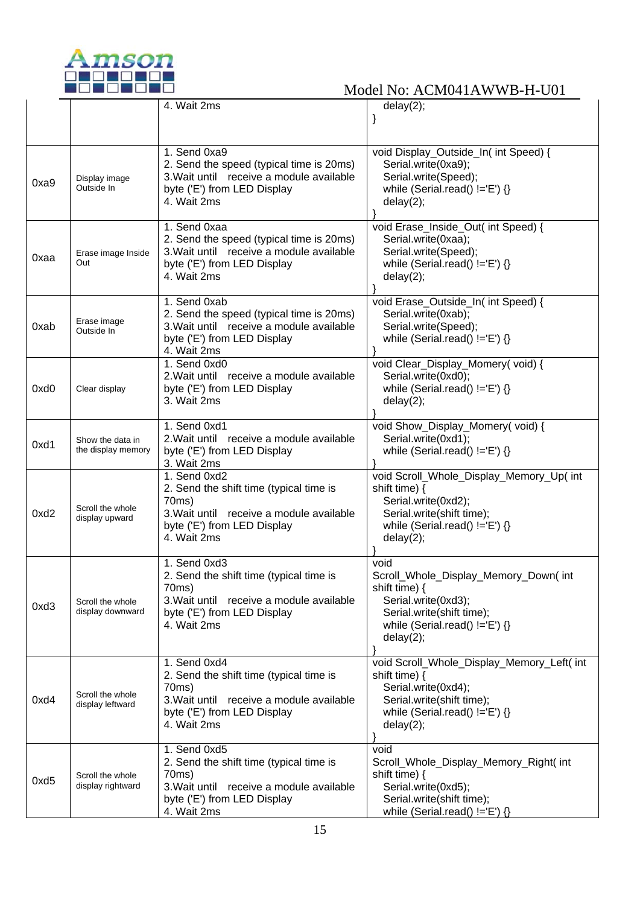| | | 4. Wait 2ms | delay(2);<br>} |
|---|---|---|---|
| 0xa9 | Display image Outside In | 1. Send 0xa9<br>2. Send the speed (typical time is 20ms)<br>3.Wait until receive a module available byte ('E') from LED Display<br>4. Wait 2ms | void Display_Outside_In( int Speed) {<br>Serial.write(0xa9);<br>Serial.write(Speed);<br>while (Serial.read() !='E') {}<br>delay(2);<br>} |
| 0xaa | Erase image Inside Out | 1. Send 0xaa<br>2. Send the speed (typical time is 20ms)<br>3.Wait until receive a module available byte ('E') from LED Display<br>4. Wait 2ms | void Erase_Inside_Out( int Speed) {<br>Serial.write(0xaa);<br>Serial.write(Speed);<br>while (Serial.read() !='E') {}<br>delay(2);<br>} |
| 0xab | Erase image Outside In | 1. Send 0xab<br>2. Send the speed (typical time is 20ms)<br>3.Wait until receive a module available byte ('E') from LED Display<br>4. Wait 2ms | void Erase_Outside_In( int Speed) {<br>Serial.write(0xab);<br>Serial.write(Speed);<br>while (Serial.read() !='E') {}<br>} |
| 0xd0 | Clear display | 1. Send 0xd0<br>2.Wait until receive a module available byte ('E') from LED Display<br>3. Wait 2ms | void Clear_Display_Momery( void) {<br>Serial.write(0xd0);<br>while (Serial.read() !='E') {}<br>delay(2);<br>} |
| 0xd1 | Show the data in the display memory | 1. Send 0xd1<br>2.Wait until receive a module available byte ('E') from LED Display<br>3. Wait 2ms | void Show_Display_Momery( void) {<br>Serial.write(0xd1);<br>while (Serial.read() !='E') {}<br>} |
| 0xd2 | Scroll the whole display upward | 1. Send 0xd2<br>2. Send the shift time (typical time is 70ms)<br>3.Wait until receive a module available byte ('E') from LED Display<br>4. Wait 2ms | void Scroll_Whole_Display_Memory_Up( int shift time) {<br>Serial.write(0xd2);<br>Serial.write(shift time);<br>while (Serial.read() !='E') {}<br>delay(2);<br>} |
| 0xd3 | Scroll the whole display downward | 1. Send 0xd3<br>2. Send the shift time (typical time is 70ms)<br>3.Wait until receive a module available byte ('E') from LED Display<br>4. Wait 2ms | void Scroll_Whole_Display_Memory_Down( int shift time) {<br>Serial.write(0xd3);<br>Serial.write(shift time);<br>while (Serial.read() !='E') {}<br>delay(2);<br>} |
| 0xd4 | Scroll the whole display leftward | 1. Send 0xd4<br>2. Send the shift time (typical time is 70ms)<br>3.Wait until receive a module available byte ('E') from LED Display<br>4. Wait 2ms | void Scroll_Whole_Display_Memory_Left( int shift time) {<br>Serial.write(0xd4);<br>Serial.write(shift time);<br>while (Serial.read() !='E') {}<br>delay(2);<br>} |
| 0xd5 | Scroll the whole display rightward | 1. Send 0xd5<br>2. Send the shift time (typical time is 70ms)<br>3.Wait until receive a module available byte ('E') from LED Display<br>4. Wait 2ms | void Scroll_Whole_Display_Memory_Right( int shift time) {<br>Serial.write(0xd5);<br>Serial.write(shift time);<br>while (Serial.read() !='E') {} |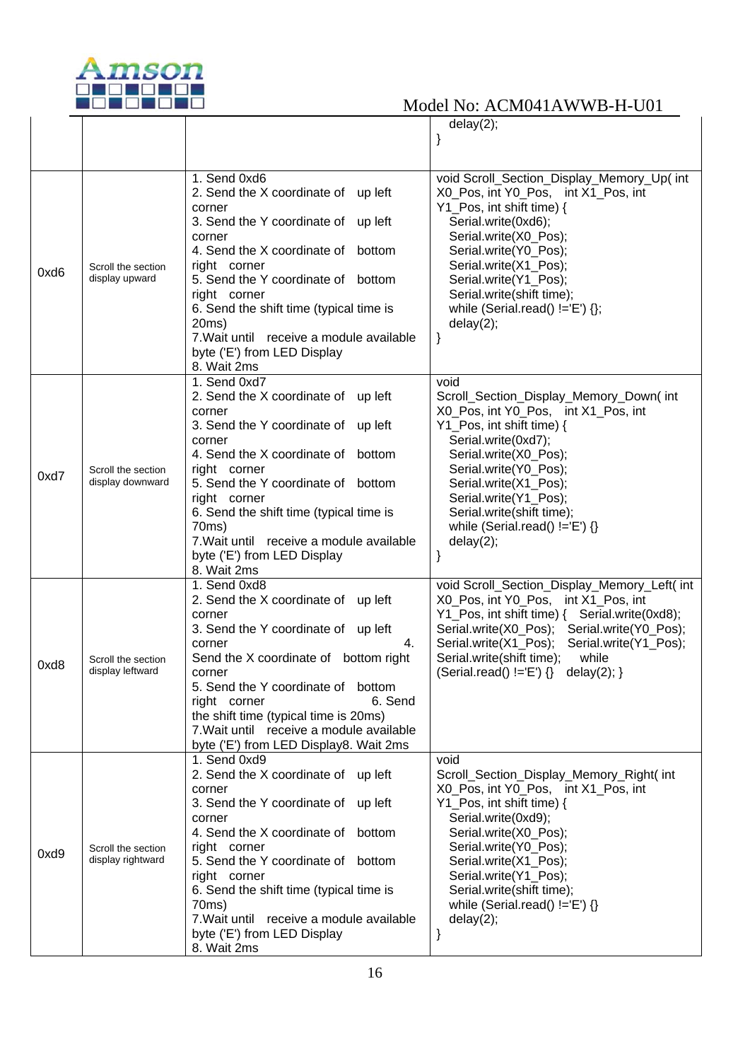| | | | |
|---|---|---|---|
| | | | delay(2);<br>} |
| 0xd6 | Scroll the section display upward | 1. Send 0xd6<br>2. Send the X coordinate of up left corner<br>3. Send the Y coordinate of up left corner<br>4. Send the X coordinate of bottom right corner<br>5. Send the Y coordinate of bottom right corner<br>6. Send the shift time (typical time is 20ms)<br>7.Wait until receive a module available byte ('E') from LED Display<br>8. Wait 2ms | void Scroll_Section_Display_Memory_Up( int X0_Pos, int Y0_Pos, int X1_Pos, int Y1_Pos, int shift time) {<br>Serial.write(0xd6);<br>Serial.write(X0_Pos);<br>Serial.write(Y0_Pos);<br>Serial.write(X1_Pos);<br>Serial.write(Y1_Pos);<br>Serial.write(shift time);<br>while (Serial.read() !='E') {};<br>delay(2);<br>} |
| 0xd7 | Scroll the section display downward | 1. Send 0xd7<br>2. Send the X coordinate of up left corner<br>3. Send the Y coordinate of up left corner<br>4. Send the X coordinate of bottom right corner<br>5. Send the Y coordinate of bottom right corner<br>6. Send the shift time (typical time is 70ms)<br>7.Wait until receive a module available byte ('E') from LED Display<br>8. Wait 2ms | void Scroll_Section_Display_Memory_Down( int X0_Pos, int Y0_Pos, int X1_Pos, int Y1_Pos, int shift time) {<br>Serial.write(0xd7);<br>Serial.write(X0_Pos);<br>Serial.write(Y0_Pos);<br>Serial.write(X1_Pos);<br>Serial.write(Y1_Pos);<br>Serial.write(shift time);<br>while (Serial.read() !='E') {}<br>delay(2);<br>} |
| 0xd8 | Scroll the section display leftward | 1. Send 0xd8<br>2. Send the X coordinate of up left corner<br>3. Send the Y coordinate of up left corner 4. Send the X coordinate of bottom right corner<br>5. Send the Y coordinate of bottom right corner 6. Send the shift time (typical time is 20ms)<br>7.Wait until receive a module available byte ('E') from LED Display8. Wait 2ms | void Scroll_Section_Display_Memory_Left( int X0_Pos, int Y0_Pos, int X1_Pos, int Y1_Pos, int shift time) { Serial.write(0xd8); Serial.write(X0_Pos); Serial.write(Y0_Pos); Serial.write(X1_Pos); Serial.write(Y1_Pos); Serial.write(shift time); while (Serial.read() !='E') {} delay(2); } |
| 0xd9 | Scroll the section display rightward | 1. Send 0xd9<br>2. Send the X coordinate of up left corner<br>3. Send the Y coordinate of up left corner<br>4. Send the X coordinate of bottom right corner<br>5. Send the Y coordinate of bottom right corner<br>6. Send the shift time (typical time is 70ms)<br>7.Wait until receive a module available byte ('E') from LED Display<br>8. Wait 2ms | void Scroll_Section_Display_Memory_Right( int X0_Pos, int Y0_Pos, int X1_Pos, int Y1_Pos, int shift time) {<br>Serial.write(0xd9);<br>Serial.write(X0_Pos);<br>Serial.write(Y0_Pos);<br>Serial.write(X1_Pos);<br>Serial.write(Y1_Pos);<br>Serial.write(shift time);<br>while (Serial.read() !='E') {}<br>delay(2);<br>} |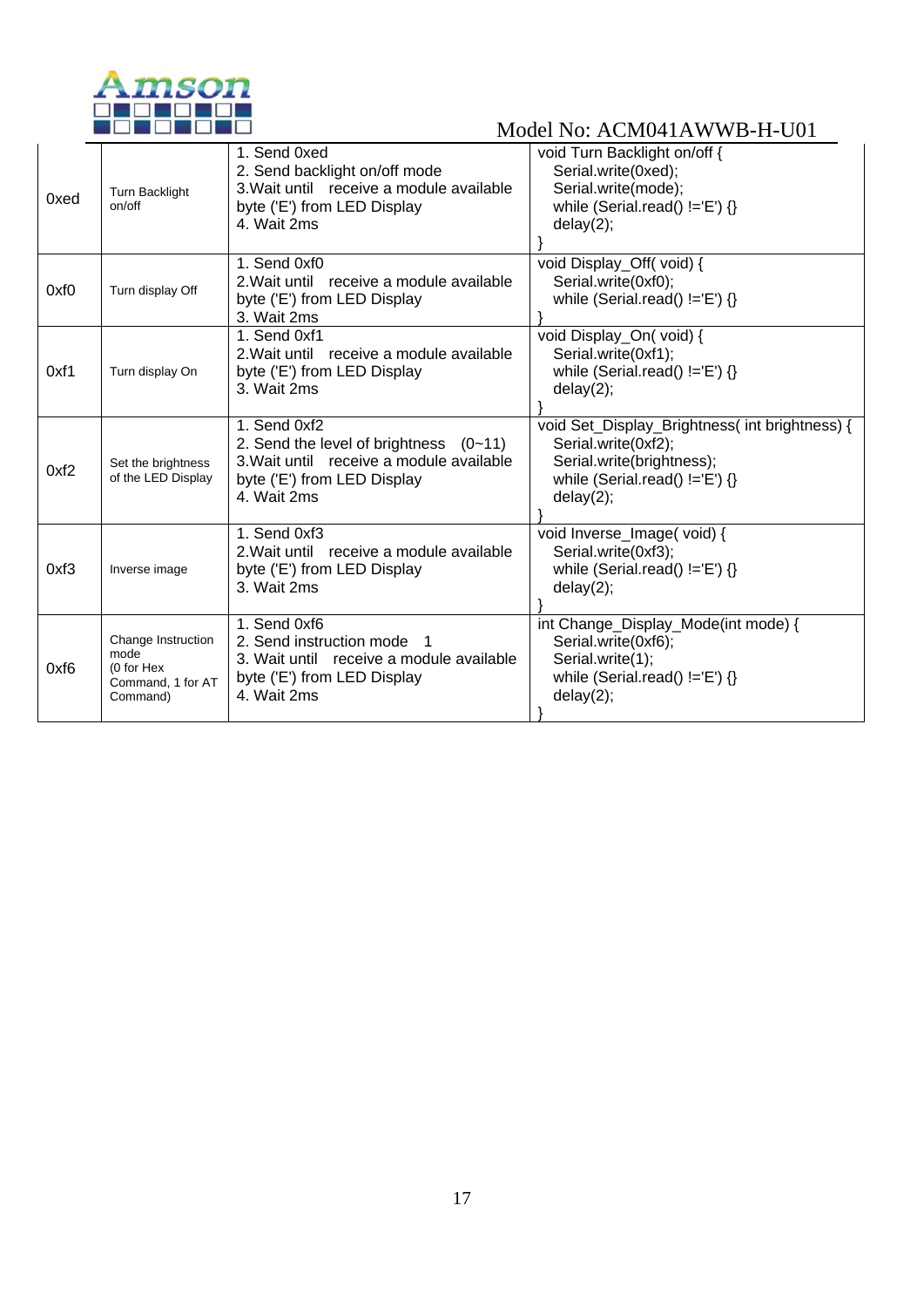| | | | |
|---|---|---|---|
| 0xed | Turn Backlight on/off | 1. Send 0xed<br>2. Send backlight on/off mode<br>3.Wait until receive a module available byte ('E') from LED Display<br>4. Wait 2ms | void Turn Backlight on/off {<br>Serial.write(0xed);<br>Serial.write(mode);<br>while (Serial.read() !='E') {}<br>delay(2);<br>} |
| 0xf0 | Turn display Off | 1. Send 0xf0<br>2.Wait until receive a module available byte ('E') from LED Display<br>3. Wait 2ms | void Display_Off( void) {<br>Serial.write(0xf0);<br>while (Serial.read() !='E') {}<br>} |
| 0xf1 | Turn display On | 1. Send 0xf1<br>2.Wait until receive a module available byte ('E') from LED Display<br>3. Wait 2ms | void Display_On( void) {<br>Serial.write(0xf1);<br>while (Serial.read() !='E') {}<br>delay(2);<br>} |
| 0xf2 | Set the brightness of the LED Display | 1. Send 0xf2<br>2. Send the level of brightness (0~11)<br>3.Wait until receive a module available byte ('E') from LED Display<br>4. Wait 2ms | void Set_Display_Brightness( int brightness) {<br>Serial.write(0xf2);<br>Serial.write(brightness);<br>while (Serial.read() !='E') {}<br>delay(2);<br>} |
| 0xf3 | Inverse image | 1. Send 0xf3<br>2.Wait until receive a module available byte ('E') from LED Display<br>3. Wait 2ms | void Inverse_Image( void) {<br>Serial.write(0xf3);<br>while (Serial.read() !='E') {}<br>delay(2);<br>} |
| 0xf6 | Change Instruction mode (0 for Hex Command, 1 for AT Command) | 1. Send 0xf6<br>2. Send instruction mode 1<br>3. Wait until receive a module available byte ('E') from LED Display<br>4. Wait 2ms | int Change_Display_Mode(int mode) {<br>Serial.write(0xf6);<br>Serial.write(1);<br>while (Serial.read() !='E') {}<br>delay(2);<br>} |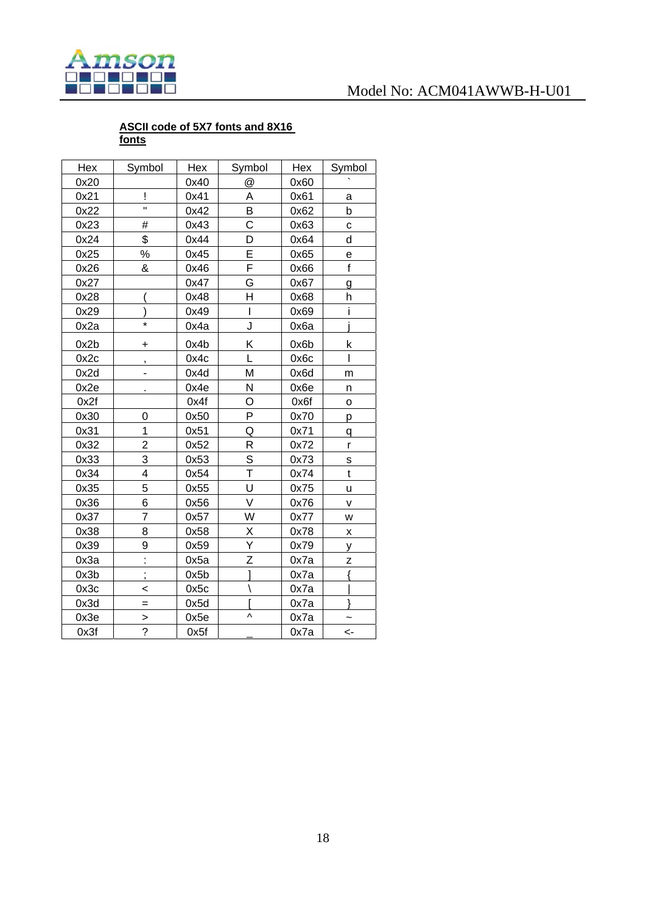**ASCII code of 5X7 fonts and 8X16 fonts**

| Hex | Symbol | Hex | Symbol | Hex | Symbol |
|---|---|---|---|---|---|
| 0x20 | | 0x40 | @ | 0x60 | ` |
| 0x21 | ! | 0x41 | A | 0x61 | a |
| 0x22 | " | 0x42 | B | 0x62 | b |
| 0x23 | # | 0x43 | C | 0x63 | c |
| 0x24 | $ | 0x44 | D | 0x64 | d |
| 0x25 | % | 0x45 | E | 0x65 | e |
| 0x26 | & | 0x46 | F | 0x66 | f |
| 0x27 | | 0x47 | G | 0x67 | g |
| 0x28 | ( | 0x48 | H | 0x68 | h |
| 0x29 | ) | 0x49 | I | 0x69 | i |
| 0x2a | * | 0x4a | J | 0x6a | j |
| 0x2b | + | 0x4b | K | 0x6b | k |
| 0x2c | , | 0x4c | L | 0x6c | l |
| 0x2d | - | 0x4d | M | 0x6d | m |
| 0x2e | . | 0x4e | N | 0x6e | n |
| 0x2f | | 0x4f | O | 0x6f | o |
| 0x30 | 0 | 0x50 | P | 0x70 | p |
| 0x31 | 1 | 0x51 | Q | 0x71 | q |
| 0x32 | 2 | 0x52 | R | 0x72 | r |
| 0x33 | 3 | 0x53 | S | 0x73 | s |
| 0x34 | 4 | 0x54 | T | 0x74 | t |
| 0x35 | 5 | 0x55 | U | 0x75 | u |
| 0x36 | 6 | 0x56 | V | 0x76 | v |
| 0x37 | 7 | 0x57 | W | 0x77 | w |
| 0x38 | 8 | 0x58 | X | 0x78 | x |
| 0x39 | 9 | 0x59 | Y | 0x79 | y |
| 0x3a | : | 0x5a | Z | 0x7a | z |
| 0x3b | ; | 0x5b | ] | 0x7a | { |
| 0x3c | < | 0x5c | \ | 0x7a | \| |
| 0x3d | = | 0x5d | [ | 0x7a | } |
| 0x3e | > | 0x5e | ^ | 0x7a | ~ |
| 0x3f | ? | 0x5f | _ | 0x7a | <- |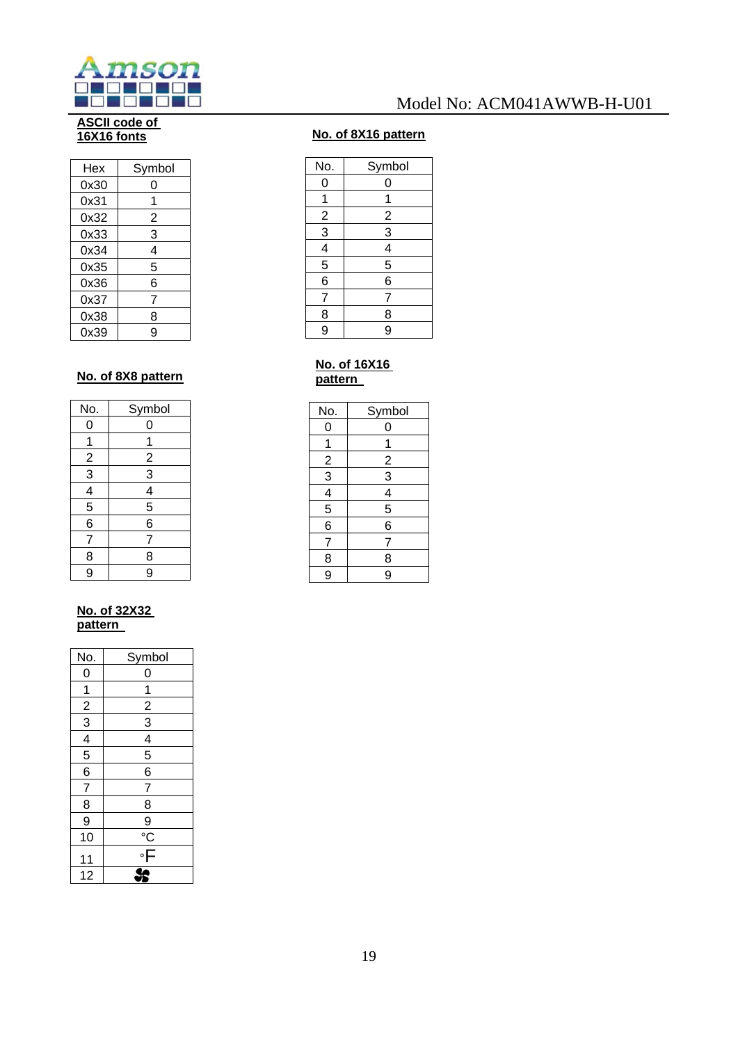**ASCII code of 16X16 fonts**

| Hex | Symbol |
|---|---|
| 0x30 | 0 |
| 0x31 | 1 |
| 0x32 | 2 |
| 0x33 | 3 |
| 0x34 | 4 |
| 0x35 | 5 |
| 0x36 | 6 |
| 0x37 | 7 |
| 0x38 | 8 |
| 0x39 | 9 |

**No. of 8X16 pattern**

| No. | Symbol |
|---|---|
| 0 | 0 |
| 1 | 1 |
| 2 | 2 |
| 3 | 3 |
| 4 | 4 |
| 5 | 5 |
| 6 | 6 |
| 7 | 7 |
| 8 | 8 |
| 9 | 9 |

**No. of 8X8 pattern**

| No. | Symbol |
|---|---|
| 0 | 0 |
| 1 | 1 |
| 2 | 2 |
| 3 | 3 |
| 4 | 4 |
| 5 | 5 |
| 6 | 6 |
| 7 | 7 |
| 8 | 8 |
| 9 | 9 |

**No. of 16X16 pattern**

| No. | Symbol |
|---|---|
| 0 | 0 |
| 1 | 1 |
| 2 | 2 |
| 3 | 3 |
| 4 | 4 |
| 5 | 5 |
| 6 | 6 |
| 7 | 7 |
| 8 | 8 |
| 9 | 9 |

**No. of 32X32 pattern**

| No. | Symbol |
|---|---|
| 0 | 0 |
| 1 | 1 |
| 2 | 2 |
| 3 | 3 |
| 4 | 4 |
| 5 | 5 |
| 6 | 6 |
| 7 | 7 |
| 8 | 8 |
| 9 | 9 |
| 10 | °C |
| 11 | °F |
| 12 | (fan symbol) |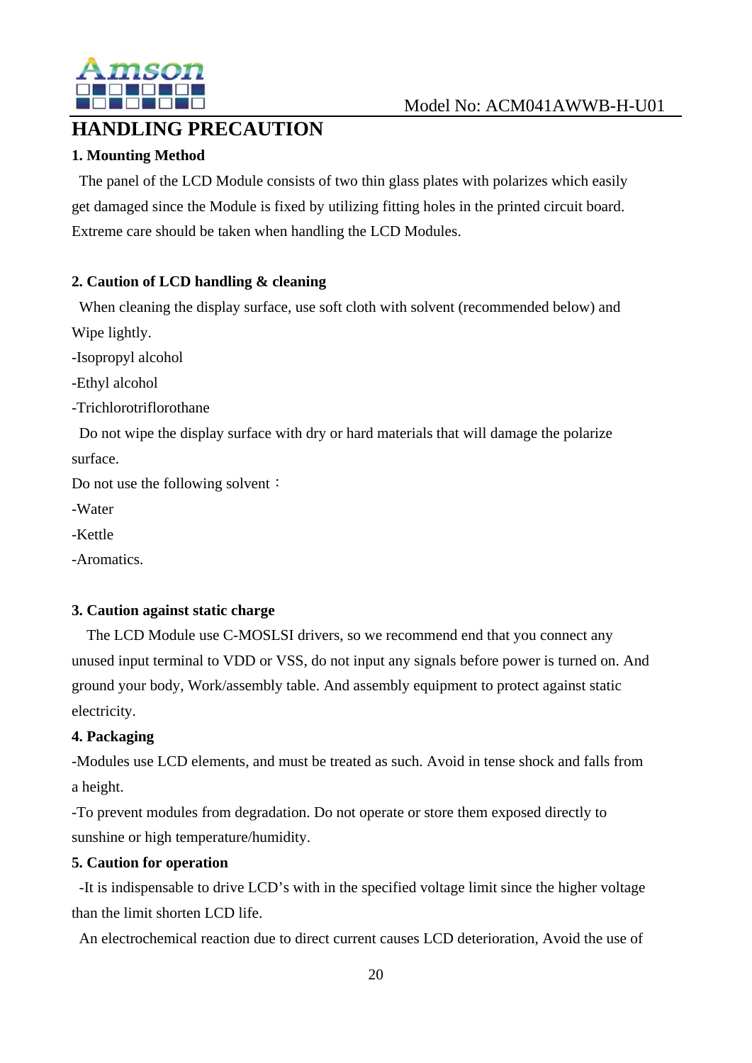# HANDLING PRECAUTION

**1. Mounting Method**

The panel of the LCD Module consists of two thin glass plates with polarizes which easily get damaged since the Module is fixed by utilizing fitting holes in the printed circuit board. Extreme care should be taken when handling the LCD Modules.

**2. Caution of LCD handling & cleaning**

When cleaning the display surface, use soft cloth with solvent (recommended below) and Wipe lightly.

-Isopropyl alcohol

-Ethyl alcohol

-Trichlorotriflorothane

Do not wipe the display surface with dry or hard materials that will damage the polarize surface.

Do not use the following solvent：

-Water

-Kettle

-Aromatics.

**3. Caution against static charge**

The LCD Module use C-MOSLSI drivers, so we recommend end that you connect any unused input terminal to VDD or VSS, do not input any signals before power is turned on. And ground your body, Work/assembly table. And assembly equipment to protect against static electricity.

**4. Packaging**

-Modules use LCD elements, and must be treated as such. Avoid in tense shock and falls from a height.

-To prevent modules from degradation. Do not operate or store them exposed directly to sunshine or high temperature/humidity.

**5. Caution for operation**

-It is indispensable to drive LCD's with in the specified voltage limit since the higher voltage than the limit shorten LCD life.

An electrochemical reaction due to direct current causes LCD deterioration, Avoid the use of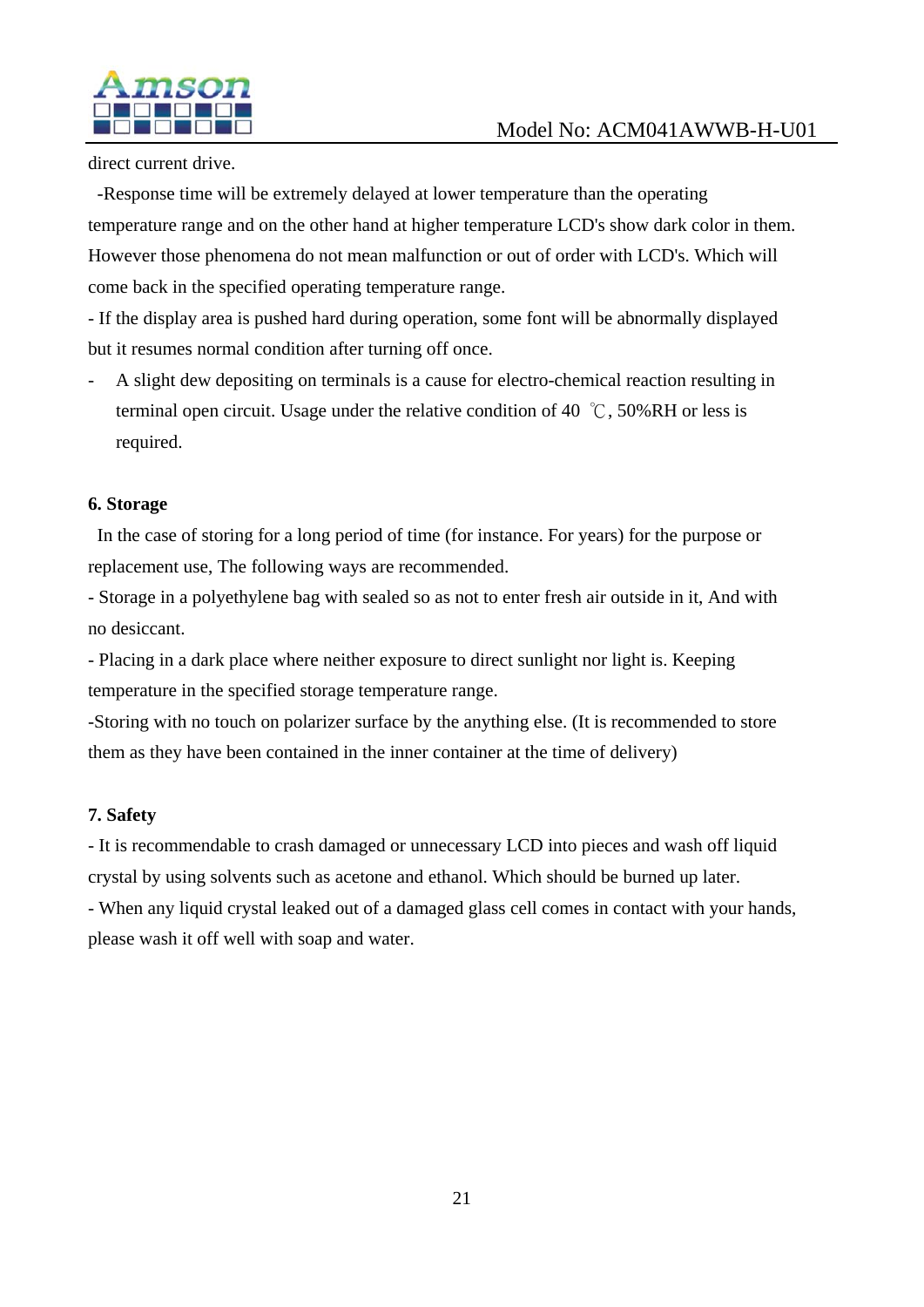direct current drive.

-Response time will be extremely delayed at lower temperature than the operating temperature range and on the other hand at higher temperature LCD's show dark color in them. However those phenomena do not mean malfunction or out of order with LCD's. Which will come back in the specified operating temperature range.

- If the display area is pushed hard during operation, some font will be abnormally displayed but it resumes normal condition after turning off once.

- A slight dew depositing on terminals is a cause for electro-chemical reaction resulting in terminal open circuit. Usage under the relative condition of 40 ℃, 50%RH or less is required.

**6. Storage**

In the case of storing for a long period of time (for instance. For years) for the purpose or replacement use, The following ways are recommended.

- Storage in a polyethylene bag with sealed so as not to enter fresh air outside in it, And with no desiccant.

- Placing in a dark place where neither exposure to direct sunlight nor light is. Keeping temperature in the specified storage temperature range.

-Storing with no touch on polarizer surface by the anything else. (It is recommended to store them as they have been contained in the inner container at the time of delivery)

**7. Safety**

- It is recommendable to crash damaged or unnecessary LCD into pieces and wash off liquid crystal by using solvents such as acetone and ethanol. Which should be burned up later.

- When any liquid crystal leaked out of a damaged glass cell comes in contact with your hands, please wash it off well with soap and water.